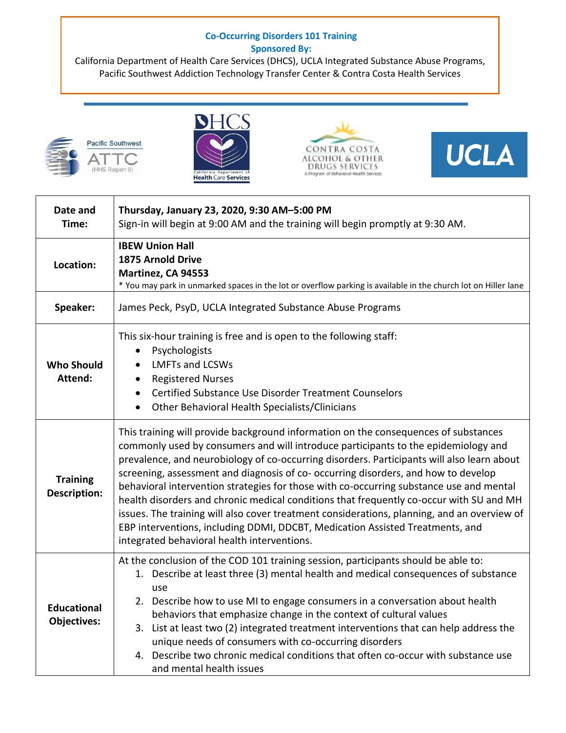**Co-Occurring Disorders 101 Training**

**Sponsored By:**

California Department of Health Care Services (DHCS), UCLA Integrated Substance Abuse Programs, Pacific Southwest Addiction Technology Transfer Center & Contra Costa Health Services

| | |
|---|---|
| **Date and Time:** | **Thursday, January 23, 2020, 9:30 AM–5:00 PM**<br>Sign-in will begin at 9:00 AM and the training will begin promptly at 9:30 AM. |
| **Location:** | **IBEW Union Hall**<br>**1875 Arnold Drive**<br>**Martinez, CA 94553**<br>* You may park in unmarked spaces in the lot or overflow parking is available in the church lot on Hiller lane |
| **Speaker:** | James Peck, PsyD, UCLA Integrated Substance Abuse Programs |
| **Who Should Attend:** | This six-hour training is free and is open to the following staff:<br>• Psychologists<br>• LMFTs and LCSWs<br>• Registered Nurses<br>• Certified Substance Use Disorder Treatment Counselors<br>• Other Behavioral Health Specialists/Clinicians |
| **Training Description:** | This training will provide background information on the consequences of substances commonly used by consumers and will introduce participants to the epidemiology and prevalence, and neurobiology of co-occurring disorders. Participants will also learn about screening, assessment and diagnosis of co- occurring disorders, and how to develop behavioral intervention strategies for those with co-occurring substance use and mental health disorders and chronic medical conditions that frequently co-occur with SU and MH issues. The training will also cover treatment considerations, planning, and an overview of EBP interventions, including DDMI, DDCBT, Medication Assisted Treatments, and integrated behavioral health interventions. |
| **Educational Objectives:** | At the conclusion of the COD 101 training session, participants should be able to:<br>1. Describe at least three (3) mental health and medical consequences of substance use<br>2. Describe how to use MI to engage consumers in a conversation about health behaviors that emphasize change in the context of cultural values<br>3. List at least two (2) integrated treatment interventions that can help address the unique needs of consumers with co-occurring disorders<br>4. Describe two chronic medical conditions that often co-occur with substance use and mental health issues |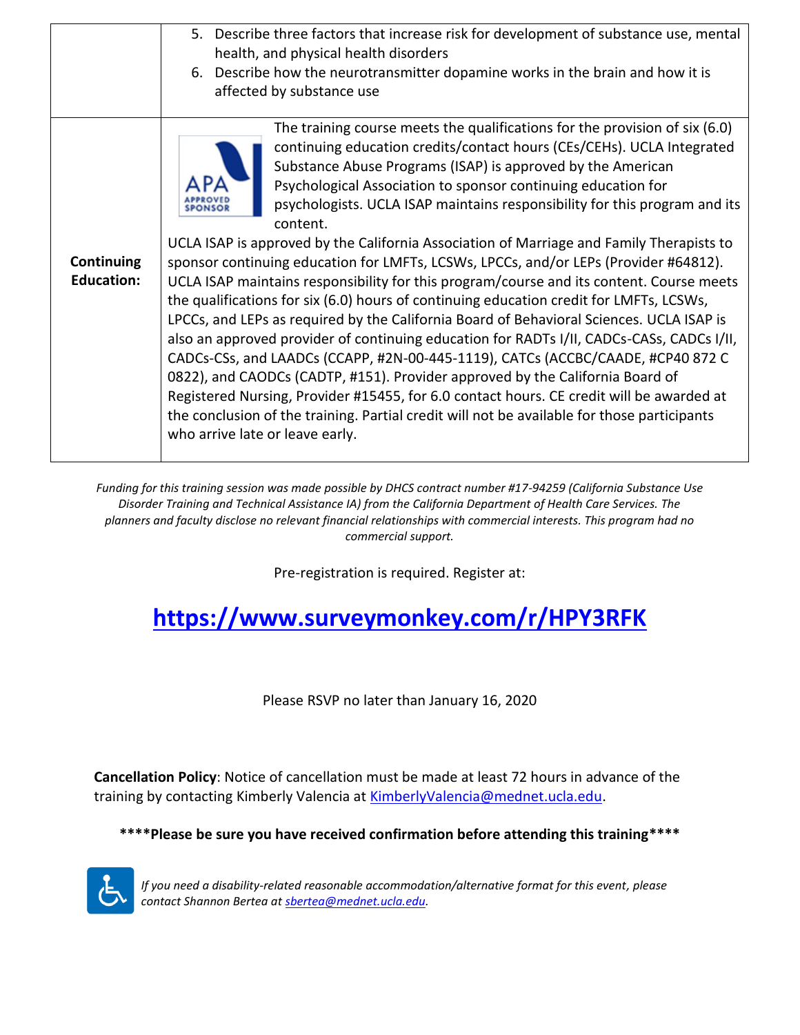| | |
|---|---|
| | 5. Describe three factors that increase risk for development of substance use, mental health, and physical health disorders<br>6. Describe how the neurotransmitter dopamine works in the brain and how it is affected by substance use |
| **Continuing Education:** | APA APPROVED SPONSOR The training course meets the qualifications for the provision of six (6.0) continuing education credits/contact hours (CEs/CEHs). UCLA Integrated Substance Abuse Programs (ISAP) is approved by the American Psychological Association to sponsor continuing education for psychologists. UCLA ISAP maintains responsibility for this program and its content.<br>UCLA ISAP is approved by the California Association of Marriage and Family Therapists to sponsor continuing education for LMFTs, LCSWs, LPCCs, and/or LEPs (Provider #64812). UCLA ISAP maintains responsibility for this program/course and its content. Course meets the qualifications for six (6.0) hours of continuing education credit for LMFTs, LCSWs, LPCCs, and LEPs as required by the California Board of Behavioral Sciences. UCLA ISAP is also an approved provider of continuing education for RADTs I/II, CADCs-CASs, CADCs I/II, CADCs-CSs, and LAADCs (CCAPP, #2N-00-445-1119), CATCs (ACCBC/CAADE, #CP40 872 C 0822), and CAODCs (CADTP, #151). Provider approved by the California Board of Registered Nursing, Provider #15455, for 6.0 contact hours. CE credit will be awarded at the conclusion of the training. Partial credit will not be available for those participants who arrive late or leave early. |

*Funding for this training session was made possible by DHCS contract number #17-94259 (California Substance Use Disorder Training and Technical Assistance IA) from the California Department of Health Care Services. The planners and faculty disclose no relevant financial relationships with commercial interests. This program had no commercial support.*

Pre-registration is required. Register at:

## **https://www.surveymonkey.com/r/HPY3RFK**

Please RSVP no later than January 16, 2020

**Cancellation Policy**: Notice of cancellation must be made at least 72 hours in advance of the training by contacting Kimberly Valencia at KimberlyValencia@mednet.ucla.edu.

**\*\*\*\*Please be sure you have received confirmation before attending this training\*\*\*\***

*If you need a disability-related reasonable accommodation/alternative format for this event, please contact Shannon Bertea at sbertea@mednet.ucla.edu.*